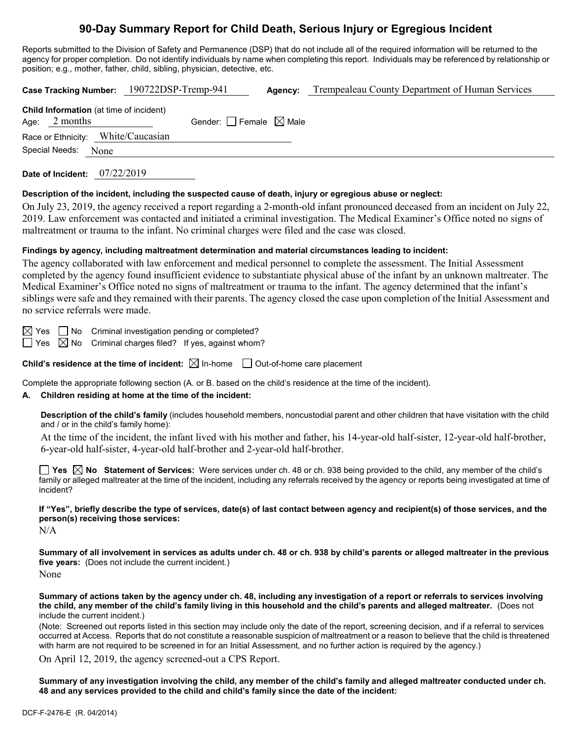# 90-Day Summary Report for Child Death, Serious Injury or Egregious Incident

Reports submitted to the Division of Safety and Permanence (DSP) that do not include all of the required information will be returned to the agency for proper completion. Do not identify individuals by name when completing this report. Individuals may be referenced by relationship or position; e.g., mother, father, child, sibling, physician, detective, etc.

**Case Tracking Number:** 190722DSP-Tremp-941 **Agency:** Trempealeau County Department of Human Services

**Child Information** (at time of incident)
Age: 2 months Gender: ☐ Female ☒ Male
Race or Ethnicity: White/Caucasian
Special Needs: None

**Date of Incident:** 07/22/2019

**Description of the incident, including the suspected cause of death, injury or egregious abuse or neglect:**

On July 23, 2019, the agency received a report regarding a 2-month-old infant pronounced deceased from an incident on July 22, 2019. Law enforcement was contacted and initiated a criminal investigation. The Medical Examiner's Office noted no signs of maltreatment or trauma to the infant. No criminal charges were filed and the case was closed.

**Findings by agency, including maltreatment determination and material circumstances leading to incident:**

The agency collaborated with law enforcement and medical personnel to complete the assessment. The Initial Assessment completed by the agency found insufficient evidence to substantiate physical abuse of the infant by an unknown maltreater. The Medical Examiner's Office noted no signs of maltreatment or trauma to the infant. The agency determined that the infant's siblings were safe and they remained with their parents. The agency closed the case upon completion of the Initial Assessment and no service referrals were made.

☒ Yes ☐ No Criminal investigation pending or completed?
☐ Yes ☒ No Criminal charges filed? If yes, against whom?

**Child's residence at the time of incident:** ☒ In-home ☐ Out-of-home care placement

Complete the appropriate following section (A. or B. based on the child's residence at the time of the incident).

**A. Children residing at home at the time of the incident:**

**Description of the child's family** (includes household members, noncustodial parent and other children that have visitation with the child and / or in the child's family home):

At the time of the incident, the infant lived with his mother and father, his 14-year-old half-sister, 12-year-old half-brother, 6-year-old half-sister, 4-year-old half-brother and 2-year-old half-brother.

☐ **Yes** ☒ **No Statement of Services:** Were services under ch. 48 or ch. 938 being provided to the child, any member of the child's family or alleged maltreater at the time of the incident, including any referrals received by the agency or reports being investigated at time of incident?

**If "Yes", briefly describe the type of services, date(s) of last contact between agency and recipient(s) of those services, and the person(s) receiving those services:**

N/A

**Summary of all involvement in services as adults under ch. 48 or ch. 938 by child's parents or alleged maltreater in the previous five years:** (Does not include the current incident.)

None

**Summary of actions taken by the agency under ch. 48, including any investigation of a report or referrals to services involving the child, any member of the child's family living in this household and the child's parents and alleged maltreater.** (Does not include the current incident.)

(Note: Screened out reports listed in this section may include only the date of the report, screening decision, and if a referral to services occurred at Access. Reports that do not constitute a reasonable suspicion of maltreatment or a reason to believe that the child is threatened with harm are not required to be screened in for an Initial Assessment, and no further action is required by the agency.)

On April 12, 2019, the agency screened-out a CPS Report.

**Summary of any investigation involving the child, any member of the child's family and alleged maltreater conducted under ch. 48 and any services provided to the child and child's family since the date of the incident:**

DCF-F-2476-E (R. 04/2014)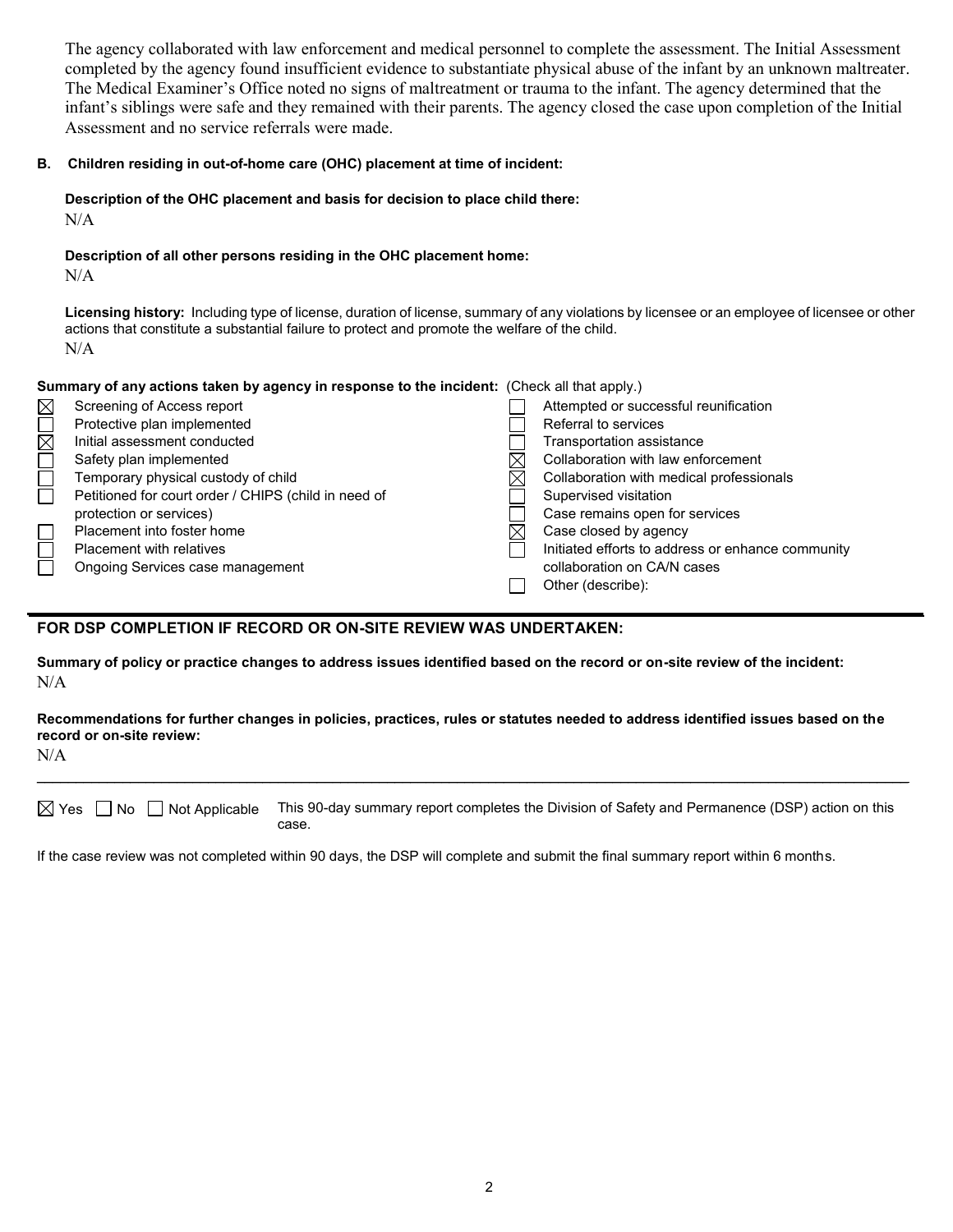The agency collaborated with law enforcement and medical personnel to complete the assessment. The Initial Assessment completed by the agency found insufficient evidence to substantiate physical abuse of the infant by an unknown maltreater. The Medical Examiner's Office noted no signs of maltreatment or trauma to the infant. The agency determined that the infant's siblings were safe and they remained with their parents. The agency closed the case upon completion of the Initial Assessment and no service referrals were made.

**B. Children residing in out-of-home care (OHC) placement at time of incident:**

**Description of the OHC placement and basis for decision to place child there:**
N/A

**Description of all other persons residing in the OHC placement home:**
N/A

**Licensing history:** Including type of license, duration of license, summary of any violations by licensee or an employee of licensee or other actions that constitute a substantial failure to protect and promote the welfare of the child.
N/A

**Summary of any actions taken by agency in response to the incident:** (Check all that apply.)

- ☒ Screening of Access report
- ☐ Protective plan implemented
- ☒ Initial assessment conducted
- ☐ Safety plan implemented
- ☐ Temporary physical custody of child
- ☐ Petitioned for court order / CHIPS (child in need of protection or services)
- ☐ Placement into foster home
- ☐ Placement with relatives
- ☐ Ongoing Services case management
- ☐ Attempted or successful reunification
- ☐ Referral to services
- ☐ Transportation assistance
- ☒ Collaboration with law enforcement
- ☒ Collaboration with medical professionals
- ☐ Supervised visitation
- ☐ Case remains open for services
- ☒ Case closed by agency
- ☐ Initiated efforts to address or enhance community collaboration on CA/N cases
- ☐ Other (describe):

## FOR DSP COMPLETION IF RECORD OR ON-SITE REVIEW WAS UNDERTAKEN:

**Summary of policy or practice changes to address issues identified based on the record or on-site review of the incident:**
N/A

**Recommendations for further changes in policies, practices, rules or statutes needed to address identified issues based on the record or on-site review:**
N/A

☒ Yes ☐ No ☐ Not Applicable This 90-day summary report completes the Division of Safety and Permanence (DSP) action on this case.

If the case review was not completed within 90 days, the DSP will complete and submit the final summary report within 6 months.